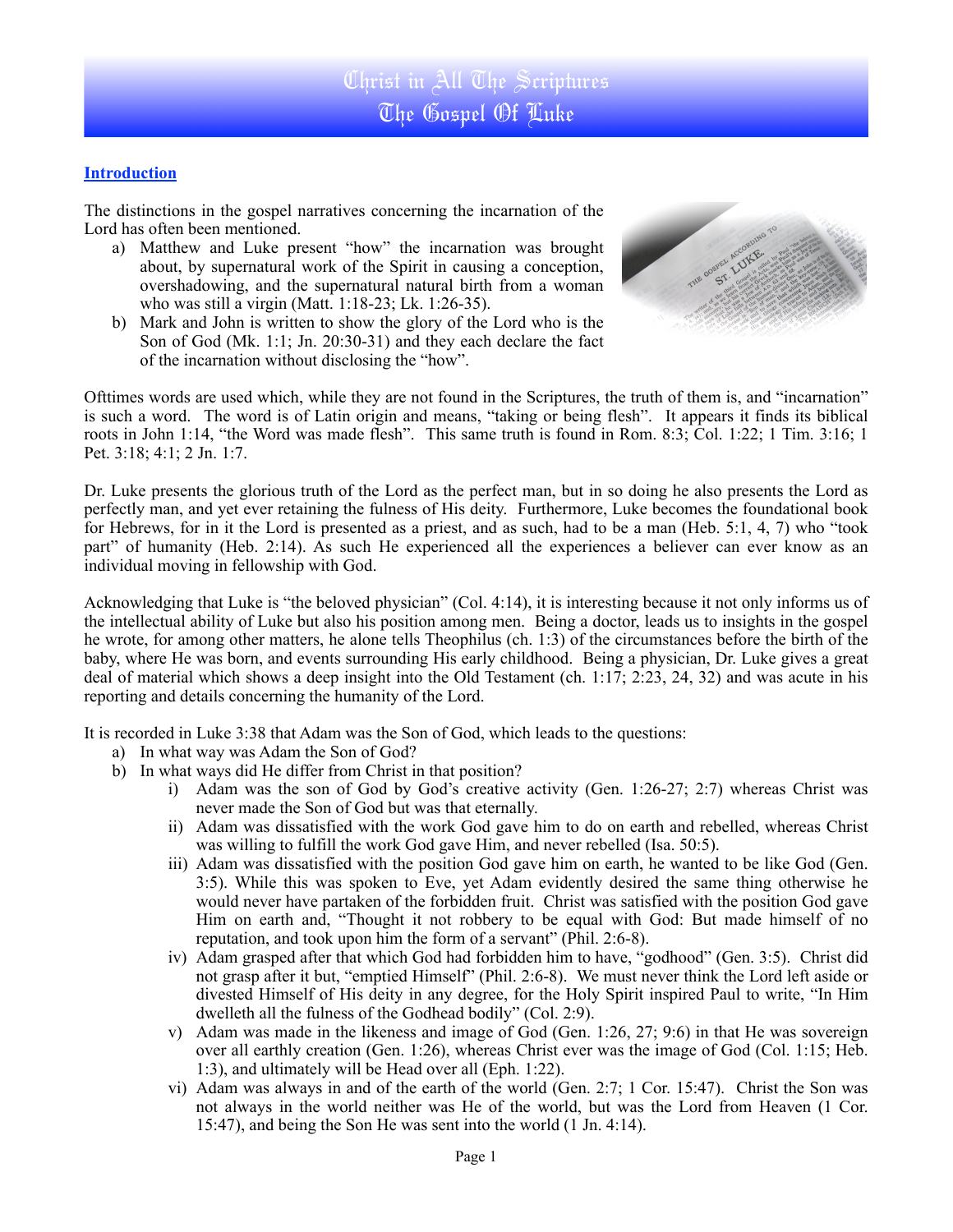# Christ in All The Scriptures
## The Gospel Of Luke

### Introduction

The distinctions in the gospel narratives concerning the incarnation of the Lord has often been mentioned.

a) Matthew and Luke present "how" the incarnation was brought about, by supernatural work of the Spirit in causing a conception, overshadowing, and the supernatural natural birth from a woman who was still a virgin (Matt. 1:18-23; Lk. 1:26-35).
b) Mark and John is written to show the glory of the Lord who is the Son of God (Mk. 1:1; Jn. 20:30-31) and they each declare the fact of the incarnation without disclosing the "how".

Ofttimes words are used which, while they are not found in the Scriptures, the truth of them is, and "incarnation" is such a word. The word is of Latin origin and means, "taking or being flesh". It appears it finds its biblical roots in John 1:14, "the Word was made flesh". This same truth is found in Rom. 8:3; Col. 1:22; 1 Tim. 3:16; 1 Pet. 3:18; 4:1; 2 Jn. 1:7.

Dr. Luke presents the glorious truth of the Lord as the perfect man, but in so doing he also presents the Lord as perfectly man, and yet ever retaining the fulness of His deity. Furthermore, Luke becomes the foundational book for Hebrews, for in it the Lord is presented as a priest, and as such, had to be a man (Heb. 5:1, 4, 7) who "took part" of humanity (Heb. 2:14). As such He experienced all the experiences a believer can ever know as an individual moving in fellowship with God.

Acknowledging that Luke is "the beloved physician" (Col. 4:14), it is interesting because it not only informs us of the intellectual ability of Luke but also his position among men. Being a doctor, leads us to insights in the gospel he wrote, for among other matters, he alone tells Theophilus (ch. 1:3) of the circumstances before the birth of the baby, where He was born, and events surrounding His early childhood. Being a physician, Dr. Luke gives a great deal of material which shows a deep insight into the Old Testament (ch. 1:17; 2:23, 24, 32) and was acute in his reporting and details concerning the humanity of the Lord.

It is recorded in Luke 3:38 that Adam was the Son of God, which leads to the questions:

a) In what way was Adam the Son of God?
b) In what ways did He differ from Christ in that position?
   i) Adam was the son of God by God's creative activity (Gen. 1:26-27; 2:7) whereas Christ was never made the Son of God but was that eternally.
   ii) Adam was dissatisfied with the work God gave him to do on earth and rebelled, whereas Christ was willing to fulfill the work God gave Him, and never rebelled (Isa. 50:5).
   iii) Adam was dissatisfied with the position God gave him on earth, he wanted to be like God (Gen. 3:5). While this was spoken to Eve, yet Adam evidently desired the same thing otherwise he would never have partaken of the forbidden fruit. Christ was satisfied with the position God gave Him on earth and, "Thought it not robbery to be equal with God: But made himself of no reputation, and took upon him the form of a servant" (Phil. 2:6-8).
   iv) Adam grasped after that which God had forbidden him to have, "godhood" (Gen. 3:5). Christ did not grasp after it but, "emptied Himself" (Phil. 2:6-8). We must never think the Lord left aside or divested Himself of His deity in any degree, for the Holy Spirit inspired Paul to write, "In Him dwelleth all the fulness of the Godhead bodily" (Col. 2:9).
   v) Adam was made in the likeness and image of God (Gen. 1:26, 27; 9:6) in that He was sovereign over all earthly creation (Gen. 1:26), whereas Christ ever was the image of God (Col. 1:15; Heb. 1:3), and ultimately will be Head over all (Eph. 1:22).
   vi) Adam was always in and of the earth of the world (Gen. 2:7; 1 Cor. 15:47). Christ the Son was not always in the world neither was He of the world, but was the Lord from Heaven (1 Cor. 15:47), and being the Son He was sent into the world (1 Jn. 4:14).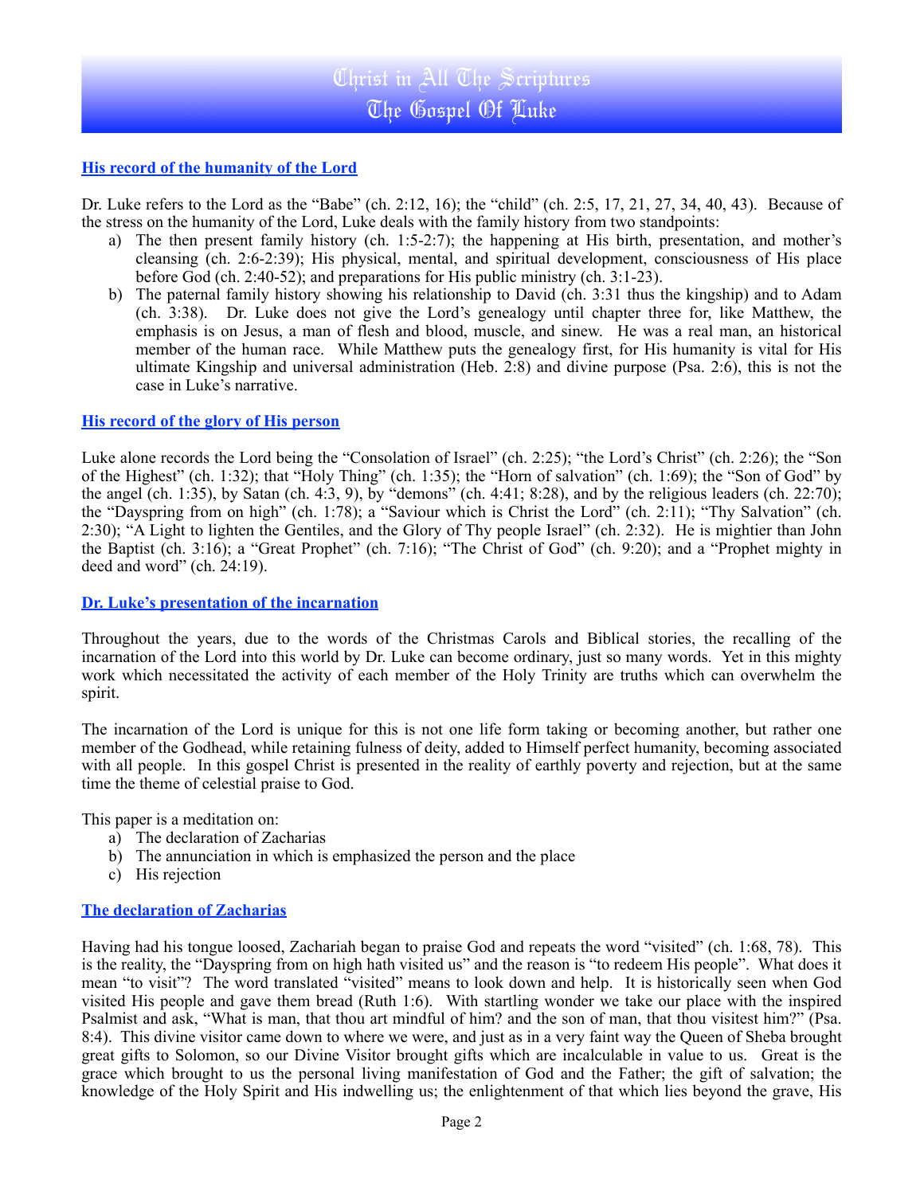## His record of the humanity of the Lord

Dr. Luke refers to the Lord as the "Babe" (ch. 2:12, 16); the "child" (ch. 2:5, 17, 21, 27, 34, 40, 43). Because of the stress on the humanity of the Lord, Luke deals with the family history from two standpoints:

a) The then present family history (ch. 1:5-2:7); the happening at His birth, presentation, and mother's cleansing (ch. 2:6-2:39); His physical, mental, and spiritual development, consciousness of His place before God (ch. 2:40-52); and preparations for His public ministry (ch. 3:1-23).
b) The paternal family history showing his relationship to David (ch. 3:31 thus the kingship) and to Adam (ch. 3:38). Dr. Luke does not give the Lord's genealogy until chapter three for, like Matthew, the emphasis is on Jesus, a man of flesh and blood, muscle, and sinew. He was a real man, an historical member of the human race. While Matthew puts the genealogy first, for His humanity is vital for His ultimate Kingship and universal administration (Heb. 2:8) and divine purpose (Psa. 2:6), this is not the case in Luke's narrative.

## His record of the glory of His person

Luke alone records the Lord being the "Consolation of Israel" (ch. 2:25); "the Lord's Christ" (ch. 2:26); the "Son of the Highest" (ch. 1:32); that "Holy Thing" (ch. 1:35); the "Horn of salvation" (ch. 1:69); the "Son of God" by the angel (ch. 1:35), by Satan (ch. 4:3, 9), by "demons" (ch. 4:41; 8:28), and by the religious leaders (ch. 22:70); the "Dayspring from on high" (ch. 1:78); a "Saviour which is Christ the Lord" (ch. 2:11); "Thy Salvation" (ch. 2:30); "A Light to lighten the Gentiles, and the Glory of Thy people Israel" (ch. 2:32). He is mightier than John the Baptist (ch. 3:16); a "Great Prophet" (ch. 7:16); "The Christ of God" (ch. 9:20); and a "Prophet mighty in deed and word" (ch. 24:19).

## Dr. Luke's presentation of the incarnation

Throughout the years, due to the words of the Christmas Carols and Biblical stories, the recalling of the incarnation of the Lord into this world by Dr. Luke can become ordinary, just so many words. Yet in this mighty work which necessitated the activity of each member of the Holy Trinity are truths which can overwhelm the spirit.

The incarnation of the Lord is unique for this is not one life form taking or becoming another, but rather one member of the Godhead, while retaining fulness of deity, added to Himself perfect humanity, becoming associated with all people. In this gospel Christ is presented in the reality of earthly poverty and rejection, but at the same time the theme of celestial praise to God.

This paper is a meditation on:

a) The declaration of Zacharias
b) The annunciation in which is emphasized the person and the place
c) His rejection

## The declaration of Zacharias

Having had his tongue loosed, Zachariah began to praise God and repeats the word "visited" (ch. 1:68, 78). This is the reality, the "Dayspring from on high hath visited us" and the reason is "to redeem His people". What does it mean "to visit"? The word translated "visited" means to look down and help. It is historically seen when God visited His people and gave them bread (Ruth 1:6). With startling wonder we take our place with the inspired Psalmist and ask, "What is man, that thou art mindful of him? and the son of man, that thou visitest him?" (Psa. 8:4). This divine visitor came down to where we were, and just as in a very faint way the Queen of Sheba brought great gifts to Solomon, so our Divine Visitor brought gifts which are incalculable in value to us. Great is the grace which brought to us the personal living manifestation of God and the Father; the gift of salvation; the knowledge of the Holy Spirit and His indwelling us; the enlightenment of that which lies beyond the grave, His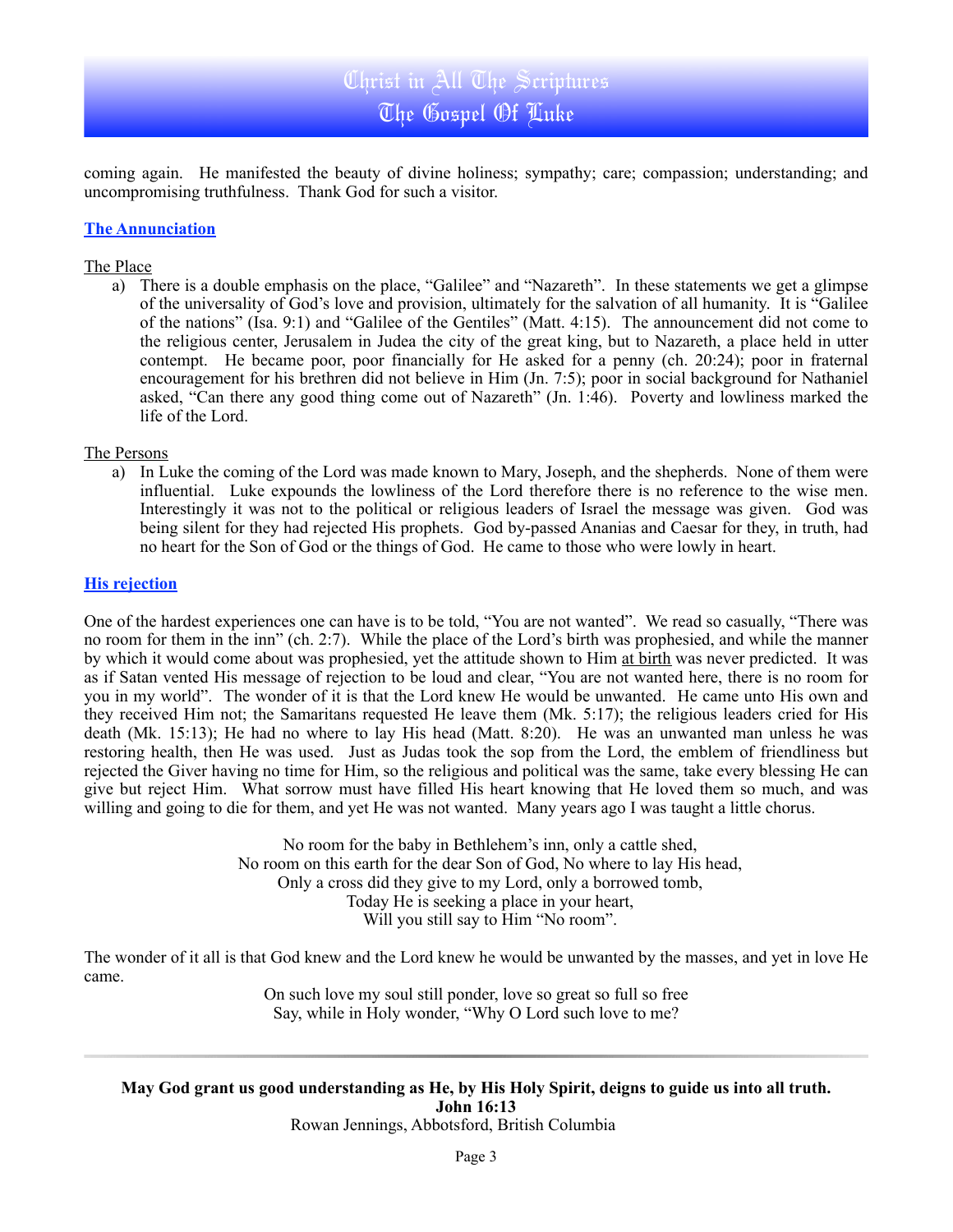coming again. He manifested the beauty of divine holiness; sympathy; care; compassion; understanding; and uncompromising truthfulness. Thank God for such a visitor.

## **The Annunciation**

The Place

a) There is a double emphasis on the place, "Galilee" and "Nazareth". In these statements we get a glimpse of the universality of God's love and provision, ultimately for the salvation of all humanity. It is "Galilee of the nations" (Isa. 9:1) and "Galilee of the Gentiles" (Matt. 4:15). The announcement did not come to the religious center, Jerusalem in Judea the city of the great king, but to Nazareth, a place held in utter contempt. He became poor, poor financially for He asked for a penny (ch. 20:24); poor in fraternal encouragement for his brethren did not believe in Him (Jn. 7:5); poor in social background for Nathaniel asked, "Can there any good thing come out of Nazareth" (Jn. 1:46). Poverty and lowliness marked the life of the Lord.

The Persons

a) In Luke the coming of the Lord was made known to Mary, Joseph, and the shepherds. None of them were influential. Luke expounds the lowliness of the Lord therefore there is no reference to the wise men. Interestingly it was not to the political or religious leaders of Israel the message was given. God was being silent for they had rejected His prophets. God by-passed Ananias and Caesar for they, in truth, had no heart for the Son of God or the things of God. He came to those who were lowly in heart.

## **His rejection**

One of the hardest experiences one can have is to be told, "You are not wanted". We read so casually, "There was no room for them in the inn" (ch. 2:7). While the place of the Lord's birth was prophesied, and while the manner by which it would come about was prophesied, yet the attitude shown to Him at birth was never predicted. It was as if Satan vented His message of rejection to be loud and clear, "You are not wanted here, there is no room for you in my world". The wonder of it is that the Lord knew He would be unwanted. He came unto His own and they received Him not; the Samaritans requested He leave them (Mk. 5:17); the religious leaders cried for His death (Mk. 15:13); He had no where to lay His head (Matt. 8:20). He was an unwanted man unless he was restoring health, then He was used. Just as Judas took the sop from the Lord, the emblem of friendliness but rejected the Giver having no time for Him, so the religious and political was the same, take every blessing He can give but reject Him. What sorrow must have filled His heart knowing that He loved them so much, and was willing and going to die for them, and yet He was not wanted. Many years ago I was taught a little chorus.

No room for the baby in Bethlehem's inn, only a cattle shed,
No room on this earth for the dear Son of God, No where to lay His head,
Only a cross did they give to my Lord, only a borrowed tomb,
Today He is seeking a place in your heart,
Will you still say to Him "No room".

The wonder of it all is that God knew and the Lord knew he would be unwanted by the masses, and yet in love He came.

On such love my soul still ponder, love so great so full so free
Say, while in Holy wonder, "Why O Lord such love to me?

---

**May God grant us good understanding as He, by His Holy Spirit, deigns to guide us into all truth.**
**John 16:13**
Rowan Jennings, Abbotsford, British Columbia